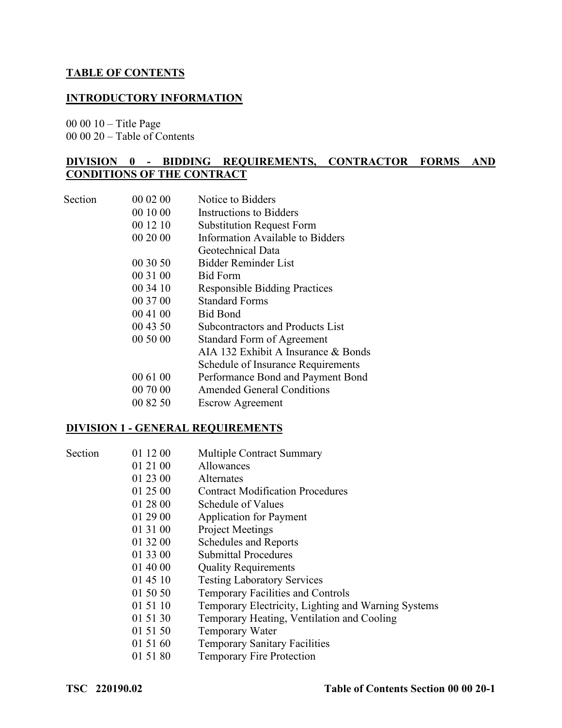## TABLE OF CONTENTS

### INTRODUCTORY INFORMATION

00 00 10 – Title Page
00 00 20 – Table of Contents

### DIVISION 0 - BIDDING REQUIREMENTS, CONTRACTOR FORMS AND CONDITIONS OF THE CONTRACT

| Section | | |
|---|---|---|
| | 00 02 00 | Notice to Bidders |
| | 00 10 00 | Instructions to Bidders |
| | 00 12 10 | Substitution Request Form |
| | 00 20 00 | Information Available to Bidders |
| | | Geotechnical Data |
| | 00 30 50 | Bidder Reminder List |
| | 00 31 00 | Bid Form |
| | 00 34 10 | Responsible Bidding Practices |
| | 00 37 00 | Standard Forms |
| | 00 41 00 | Bid Bond |
| | 00 43 50 | Subcontractors and Products List |
| | 00 50 00 | Standard Form of Agreement |
| | | AIA 132 Exhibit A Insurance & Bonds |
| | | Schedule of Insurance Requirements |
| | 00 61 00 | Performance Bond and Payment Bond |
| | 00 70 00 | Amended General Conditions |
| | 00 82 50 | Escrow Agreement |

### DIVISION 1 - GENERAL REQUIREMENTS

| Section | | |
|---|---|---|
| | 01 12 00 | Multiple Contract Summary |
| | 01 21 00 | Allowances |
| | 01 23 00 | Alternates |
| | 01 25 00 | Contract Modification Procedures |
| | 01 28 00 | Schedule of Values |
| | 01 29 00 | Application for Payment |
| | 01 31 00 | Project Meetings |
| | 01 32 00 | Schedules and Reports |
| | 01 33 00 | Submittal Procedures |
| | 01 40 00 | Quality Requirements |
| | 01 45 10 | Testing Laboratory Services |
| | 01 50 50 | Temporary Facilities and Controls |
| | 01 51 10 | Temporary Electricity, Lighting and Warning Systems |
| | 01 51 30 | Temporary Heating, Ventilation and Cooling |
| | 01 51 50 | Temporary Water |
| | 01 51 60 | Temporary Sanitary Facilities |
| | 01 51 80 | Temporary Fire Protection |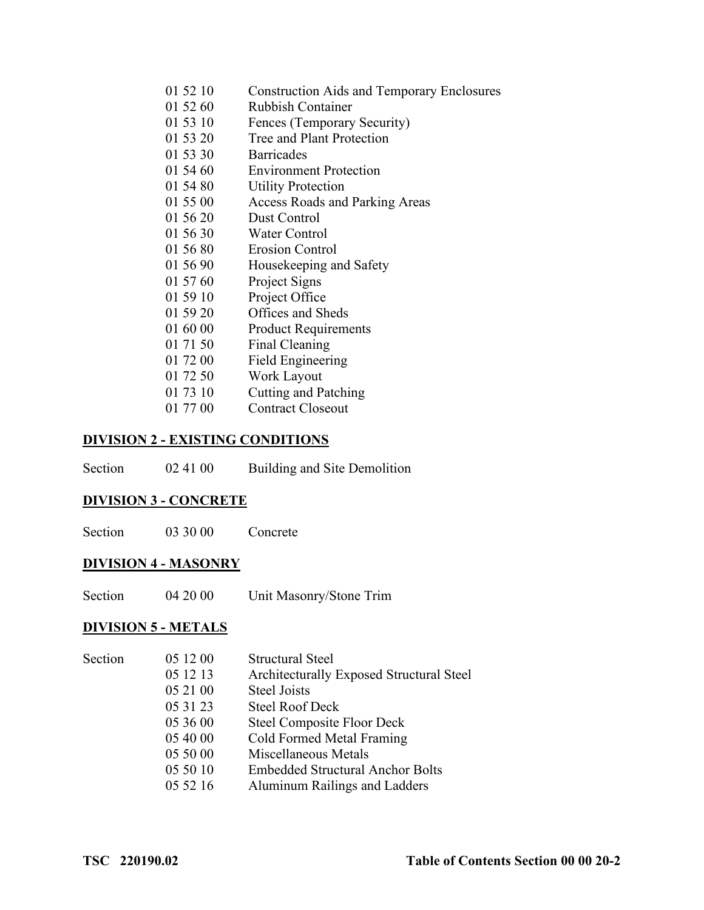01 52 10 Construction Aids and Temporary Enclosures
01 52 60 Rubbish Container
01 53 10 Fences (Temporary Security)
01 53 20 Tree and Plant Protection
01 53 30 Barricades
01 54 60 Environment Protection
01 54 80 Utility Protection
01 55 00 Access Roads and Parking Areas
01 56 20 Dust Control
01 56 30 Water Control
01 56 80 Erosion Control
01 56 90 Housekeeping and Safety
01 57 60 Project Signs
01 59 10 Project Office
01 59 20 Offices and Sheds
01 60 00 Product Requirements
01 71 50 Final Cleaning
01 72 00 Field Engineering
01 72 50 Work Layout
01 73 10 Cutting and Patching
01 77 00 Contract Closeout

## DIVISION 2 - EXISTING CONDITIONS

Section 02 41 00 Building and Site Demolition

## DIVISION 3 - CONCRETE

Section 03 30 00 Concrete

## DIVISION 4 - MASONRY

Section 04 20 00 Unit Masonry/Stone Trim

## DIVISION 5 - METALS

Section 05 12 00 Structural Steel
05 12 13 Architecturally Exposed Structural Steel
05 21 00 Steel Joists
05 31 23 Steel Roof Deck
05 36 00 Steel Composite Floor Deck
05 40 00 Cold Formed Metal Framing
05 50 00 Miscellaneous Metals
05 50 10 Embedded Structural Anchor Bolts
05 52 16 Aluminum Railings and Ladders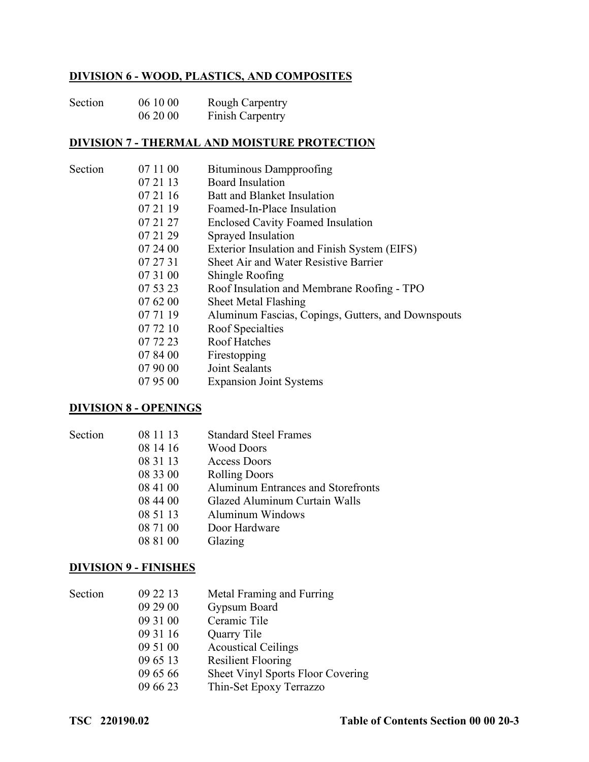**DIVISION 6 - WOOD, PLASTICS, AND COMPOSITES**

| | | |
|---|---|---|
| Section | 06 10 00 | Rough Carpentry |
| | 06 20 00 | Finish Carpentry |

**DIVISION 7 - THERMAL AND MOISTURE PROTECTION**

| | | |
|---|---|---|
| Section | 07 11 00 | Bituminous Dampproofing |
| | 07 21 13 | Board Insulation |
| | 07 21 16 | Batt and Blanket Insulation |
| | 07 21 19 | Foamed-In-Place Insulation |
| | 07 21 27 | Enclosed Cavity Foamed Insulation |
| | 07 21 29 | Sprayed Insulation |
| | 07 24 00 | Exterior Insulation and Finish System (EIFS) |
| | 07 27 31 | Sheet Air and Water Resistive Barrier |
| | 07 31 00 | Shingle Roofing |
| | 07 53 23 | Roof Insulation and Membrane Roofing - TPO |
| | 07 62 00 | Sheet Metal Flashing |
| | 07 71 19 | Aluminum Fascias, Copings, Gutters, and Downspouts |
| | 07 72 10 | Roof Specialties |
| | 07 72 23 | Roof Hatches |
| | 07 84 00 | Firestopping |
| | 07 90 00 | Joint Sealants |
| | 07 95 00 | Expansion Joint Systems |

**DIVISION 8 - OPENINGS**

| | | |
|---|---|---|
| Section | 08 11 13 | Standard Steel Frames |
| | 08 14 16 | Wood Doors |
| | 08 31 13 | Access Doors |
| | 08 33 00 | Rolling Doors |
| | 08 41 00 | Aluminum Entrances and Storefronts |
| | 08 44 00 | Glazed Aluminum Curtain Walls |
| | 08 51 13 | Aluminum Windows |
| | 08 71 00 | Door Hardware |
| | 08 81 00 | Glazing |

**DIVISION 9 - FINISHES**

| | | |
|---|---|---|
| Section | 09 22 13 | Metal Framing and Furring |
| | 09 29 00 | Gypsum Board |
| | 09 31 00 | Ceramic Tile |
| | 09 31 16 | Quarry Tile |
| | 09 51 00 | Acoustical Ceilings |
| | 09 65 13 | Resilient Flooring |
| | 09 65 66 | Sheet Vinyl Sports Floor Covering |
| | 09 66 23 | Thin-Set Epoxy Terrazzo |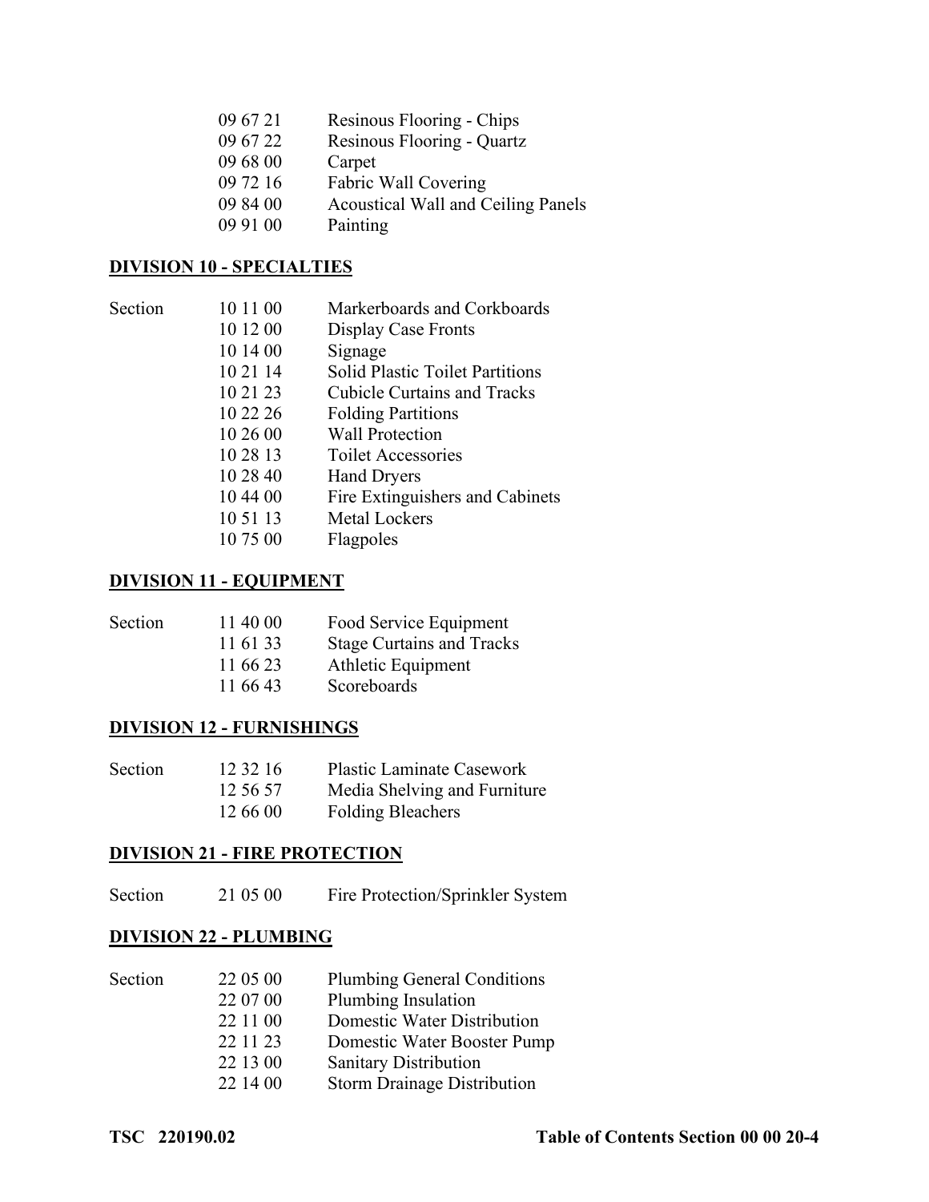| | | |
|---|---|---|
| | 09 67 21 | Resinous Flooring - Chips |
| | 09 67 22 | Resinous Flooring - Quartz |
| | 09 68 00 | Carpet |
| | 09 72 16 | Fabric Wall Covering |
| | 09 84 00 | Acoustical Wall and Ceiling Panels |
| | 09 91 00 | Painting |

**DIVISION 10 - SPECIALTIES**

| | | |
|---|---|---|
| Section | 10 11 00 | Markerboards and Corkboards |
| | 10 12 00 | Display Case Fronts |
| | 10 14 00 | Signage |
| | 10 21 14 | Solid Plastic Toilet Partitions |
| | 10 21 23 | Cubicle Curtains and Tracks |
| | 10 22 26 | Folding Partitions |
| | 10 26 00 | Wall Protection |
| | 10 28 13 | Toilet Accessories |
| | 10 28 40 | Hand Dryers |
| | 10 44 00 | Fire Extinguishers and Cabinets |
| | 10 51 13 | Metal Lockers |
| | 10 75 00 | Flagpoles |

**DIVISION 11 - EQUIPMENT**

| | | |
|---|---|---|
| Section | 11 40 00 | Food Service Equipment |
| | 11 61 33 | Stage Curtains and Tracks |
| | 11 66 23 | Athletic Equipment |
| | 11 66 43 | Scoreboards |

**DIVISION 12 - FURNISHINGS**

| | | |
|---|---|---|
| Section | 12 32 16 | Plastic Laminate Casework |
| | 12 56 57 | Media Shelving and Furniture |
| | 12 66 00 | Folding Bleachers |

**DIVISION 21 - FIRE PROTECTION**

| | | |
|---|---|---|
| Section | 21 05 00 | Fire Protection/Sprinkler System |

**DIVISION 22 - PLUMBING**

| | | |
|---|---|---|
| Section | 22 05 00 | Plumbing General Conditions |
| | 22 07 00 | Plumbing Insulation |
| | 22 11 00 | Domestic Water Distribution |
| | 22 11 23 | Domestic Water Booster Pump |
| | 22 13 00 | Sanitary Distribution |
| | 22 14 00 | Storm Drainage Distribution |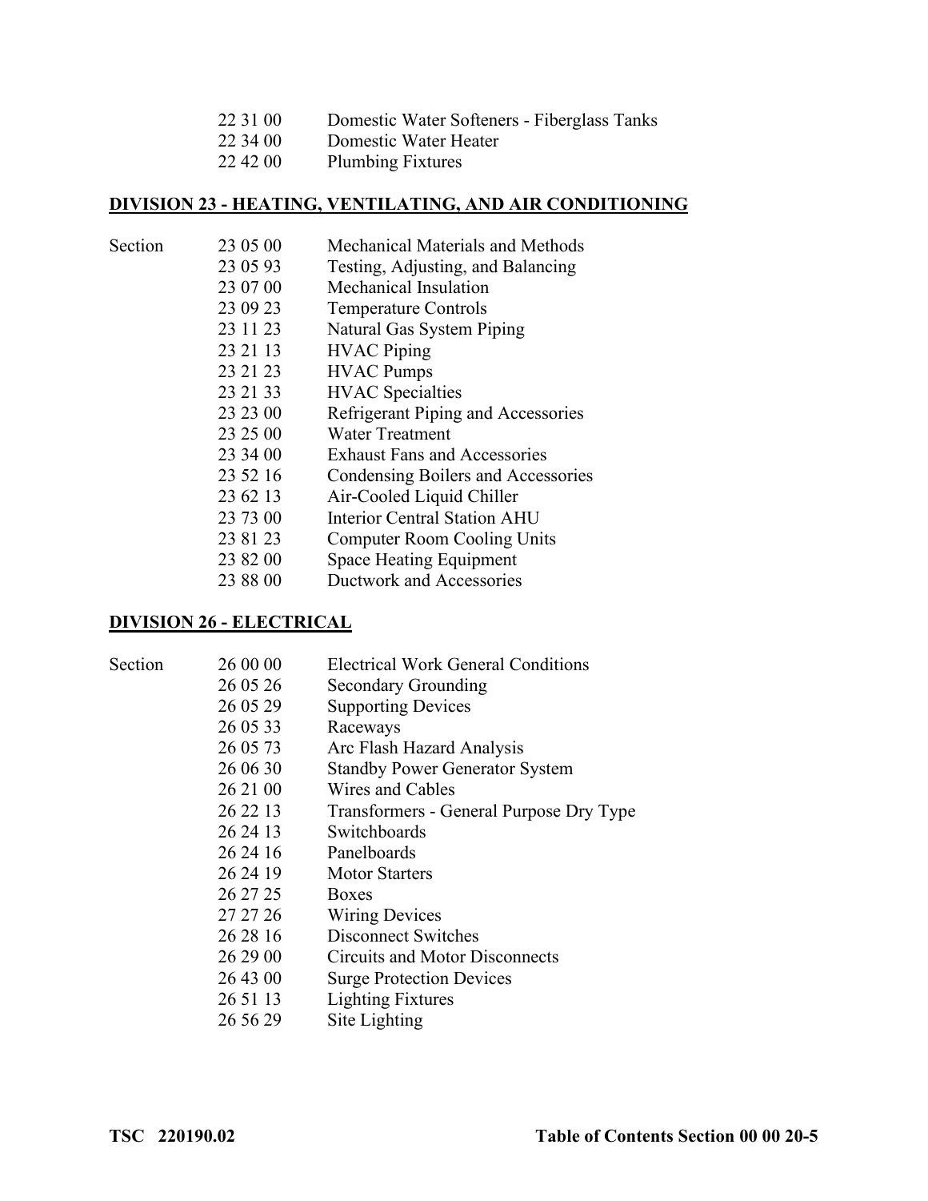| | | |
|---|---|---|
| | 22 31 00 | Domestic Water Softeners - Fiberglass Tanks |
| | 22 34 00 | Domestic Water Heater |
| | 22 42 00 | Plumbing Fixtures |

## DIVISION 23 - HEATING, VENTILATING, AND AIR CONDITIONING

| | | |
|---|---|---|
| Section | 23 05 00 | Mechanical Materials and Methods |
| | 23 05 93 | Testing, Adjusting, and Balancing |
| | 23 07 00 | Mechanical Insulation |
| | 23 09 23 | Temperature Controls |
| | 23 11 23 | Natural Gas System Piping |
| | 23 21 13 | HVAC Piping |
| | 23 21 23 | HVAC Pumps |
| | 23 21 33 | HVAC Specialties |
| | 23 23 00 | Refrigerant Piping and Accessories |
| | 23 25 00 | Water Treatment |
| | 23 34 00 | Exhaust Fans and Accessories |
| | 23 52 16 | Condensing Boilers and Accessories |
| | 23 62 13 | Air-Cooled Liquid Chiller |
| | 23 73 00 | Interior Central Station AHU |
| | 23 81 23 | Computer Room Cooling Units |
| | 23 82 00 | Space Heating Equipment |
| | 23 88 00 | Ductwork and Accessories |

## DIVISION 26 - ELECTRICAL

| | | |
|---|---|---|
| Section | 26 00 00 | Electrical Work General Conditions |
| | 26 05 26 | Secondary Grounding |
| | 26 05 29 | Supporting Devices |
| | 26 05 33 | Raceways |
| | 26 05 73 | Arc Flash Hazard Analysis |
| | 26 06 30 | Standby Power Generator System |
| | 26 21 00 | Wires and Cables |
| | 26 22 13 | Transformers - General Purpose Dry Type |
| | 26 24 13 | Switchboards |
| | 26 24 16 | Panelboards |
| | 26 24 19 | Motor Starters |
| | 26 27 25 | Boxes |
| | 27 27 26 | Wiring Devices |
| | 26 28 16 | Disconnect Switches |
| | 26 29 00 | Circuits and Motor Disconnects |
| | 26 43 00 | Surge Protection Devices |
| | 26 51 13 | Lighting Fixtures |
| | 26 56 29 | Site Lighting |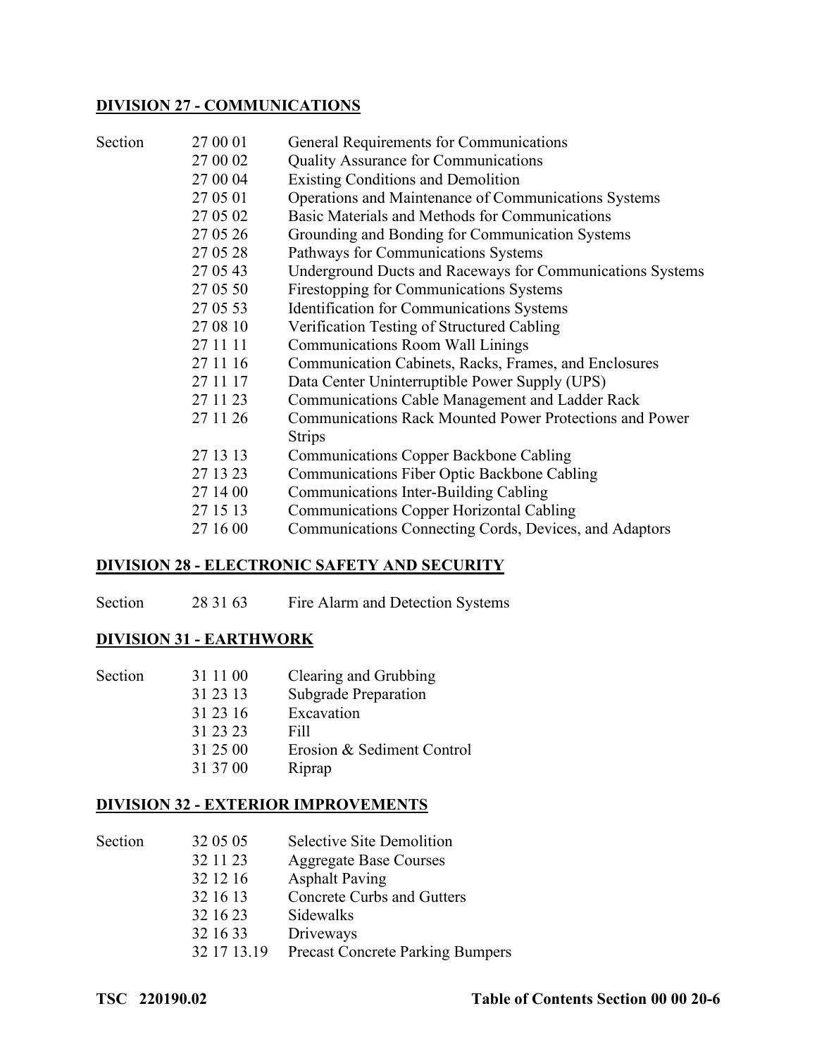## DIVISION 27 - COMMUNICATIONS

| Section | | |
|---|---|---|
| Section | 27 00 01 | General Requirements for Communications |
| | 27 00 02 | Quality Assurance for Communications |
| | 27 00 04 | Existing Conditions and Demolition |
| | 27 05 01 | Operations and Maintenance of Communications Systems |
| | 27 05 02 | Basic Materials and Methods for Communications |
| | 27 05 26 | Grounding and Bonding for Communication Systems |
| | 27 05 28 | Pathways for Communications Systems |
| | 27 05 43 | Underground Ducts and Raceways for Communications Systems |
| | 27 05 50 | Firestopping for Communications Systems |
| | 27 05 53 | Identification for Communications Systems |
| | 27 08 10 | Verification Testing of Structured Cabling |
| | 27 11 11 | Communications Room Wall Linings |
| | 27 11 16 | Communication Cabinets, Racks, Frames, and Enclosures |
| | 27 11 17 | Data Center Uninterruptible Power Supply (UPS) |
| | 27 11 23 | Communications Cable Management and Ladder Rack |
| | 27 11 26 | Communications Rack Mounted Power Protections and Power Strips |
| | 27 13 13 | Communications Copper Backbone Cabling |
| | 27 13 23 | Communications Fiber Optic Backbone Cabling |
| | 27 14 00 | Communications Inter-Building Cabling |
| | 27 15 13 | Communications Copper Horizontal Cabling |
| | 27 16 00 | Communications Connecting Cords, Devices, and Adaptors |

## DIVISION 28 - ELECTRONIC SAFETY AND SECURITY

| Section | | |
|---|---|---|
| Section | 28 31 63 | Fire Alarm and Detection Systems |

## DIVISION 31 - EARTHWORK

| Section | | |
|---|---|---|
| Section | 31 11 00 | Clearing and Grubbing |
| | 31 23 13 | Subgrade Preparation |
| | 31 23 16 | Excavation |
| | 31 23 23 | Fill |
| | 31 25 00 | Erosion & Sediment Control |
| | 31 37 00 | Riprap |

## DIVISION 32 - EXTERIOR IMPROVEMENTS

| Section | | |
|---|---|---|
| Section | 32 05 05 | Selective Site Demolition |
| | 32 11 23 | Aggregate Base Courses |
| | 32 12 16 | Asphalt Paving |
| | 32 16 13 | Concrete Curbs and Gutters |
| | 32 16 23 | Sidewalks |
| | 32 16 33 | Driveways |
| | 32 17 13.19 | Precast Concrete Parking Bumpers |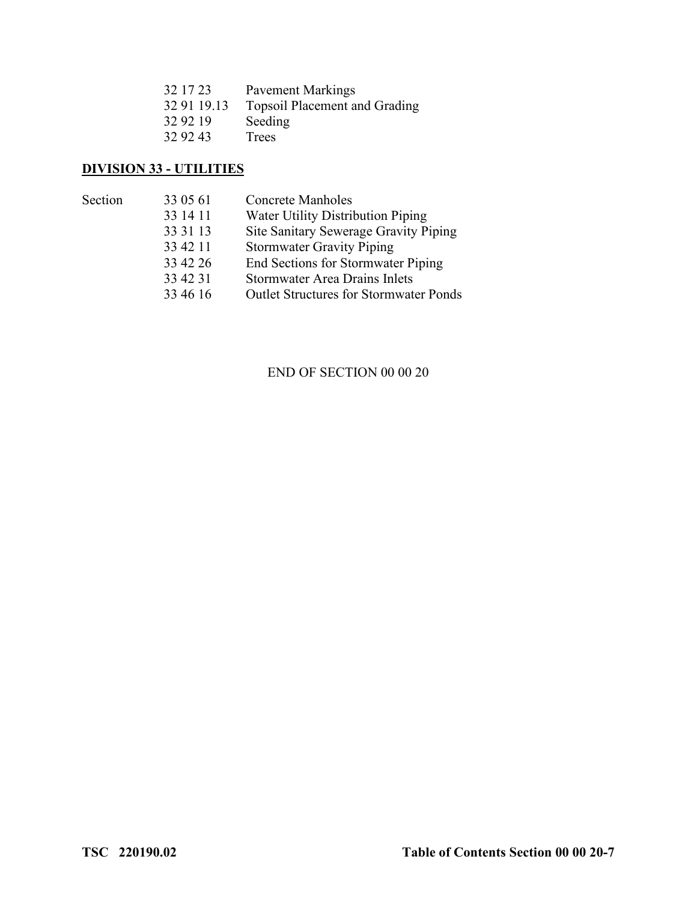| | |
|---|---|
| 32 17 23 | Pavement Markings |
| 32 91 19.13 | Topsoil Placement and Grading |
| 32 92 19 | Seeding |
| 32 92 43 | Trees |

**DIVISION 33 - UTILITIES**

| | | |
|---|---|---|
| Section | 33 05 61 | Concrete Manholes |
| | 33 14 11 | Water Utility Distribution Piping |
| | 33 31 13 | Site Sanitary Sewerage Gravity Piping |
| | 33 42 11 | Stormwater Gravity Piping |
| | 33 42 26 | End Sections for Stormwater Piping |
| | 33 42 31 | Stormwater Area Drains Inlets |
| | 33 46 16 | Outlet Structures for Stormwater Ponds |

END OF SECTION 00 00 20